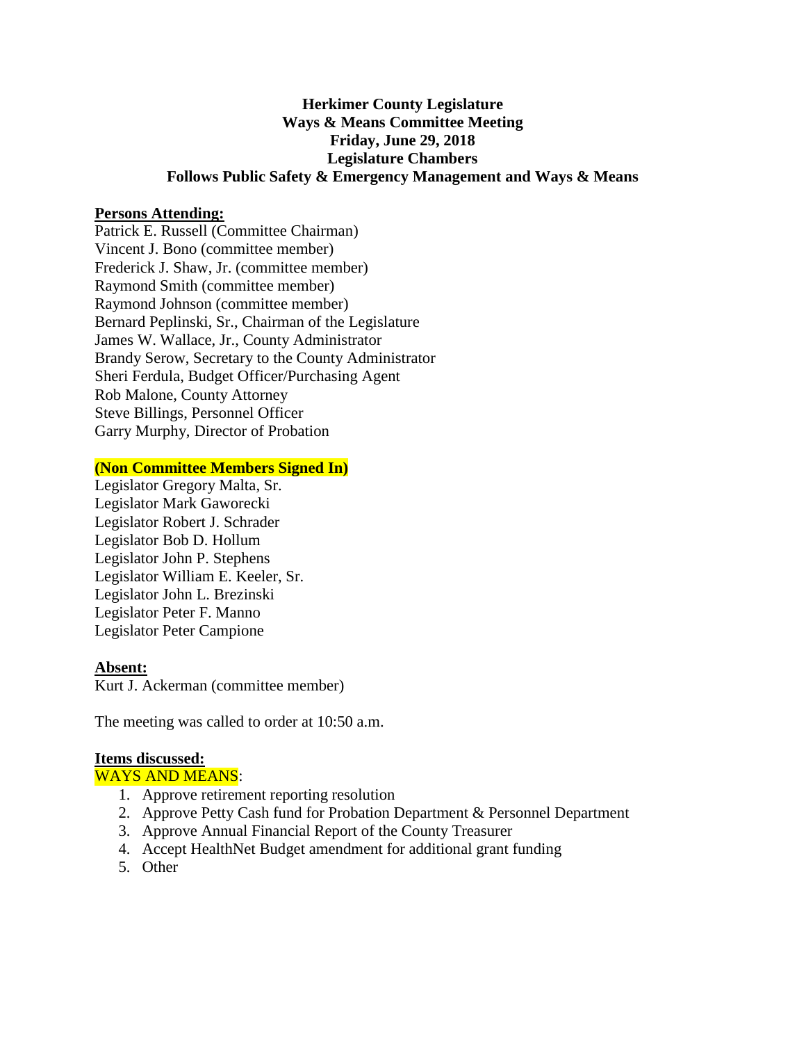**Herkimer County Legislature**
**Ways & Means Committee Meeting**
**Friday, June 29, 2018**
**Legislature Chambers**
**Follows Public Safety & Emergency Management and Ways & Means**

**Persons Attending:**

Patrick E. Russell (Committee Chairman)
Vincent J. Bono (committee member)
Frederick J. Shaw, Jr. (committee member)
Raymond Smith (committee member)
Raymond Johnson (committee member)
Bernard Peplinski, Sr., Chairman of the Legislature
James W. Wallace, Jr., County Administrator
Brandy Serow, Secretary to the County Administrator
Sheri Ferdula, Budget Officer/Purchasing Agent
Rob Malone, County Attorney
Steve Billings, Personnel Officer
Garry Murphy, Director of Probation

**(Non Committee Members Signed In)**

Legislator Gregory Malta, Sr.
Legislator Mark Gaworecki
Legislator Robert J. Schrader
Legislator Bob D. Hollum
Legislator John P. Stephens
Legislator William E. Keeler, Sr.
Legislator John L. Brezinski
Legislator Peter F. Manno
Legislator Peter Campione

**Absent:**

Kurt J. Ackerman (committee member)

The meeting was called to order at 10:50 a.m.

**Items discussed:**

WAYS AND MEANS:

1. Approve retirement reporting resolution
2. Approve Petty Cash fund for Probation Department & Personnel Department
3. Approve Annual Financial Report of the County Treasurer
4. Accept HealthNet Budget amendment for additional grant funding
5. Other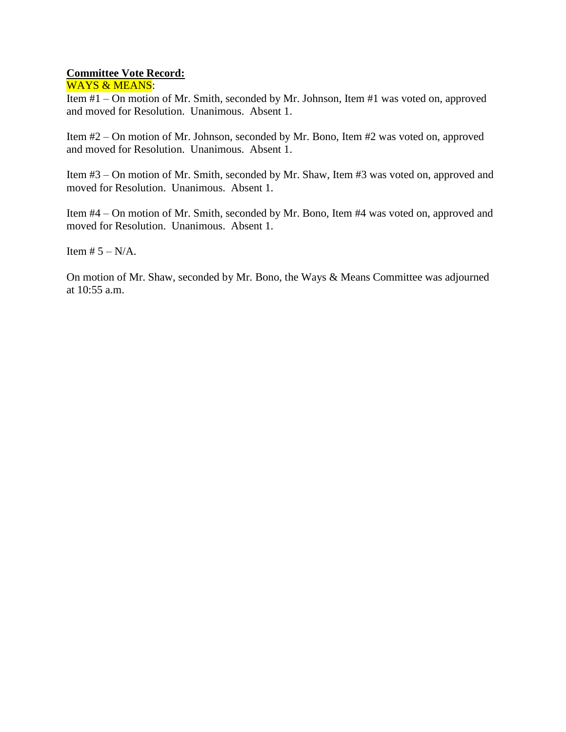**Committee Vote Record:**

WAYS & MEANS:

Item #1 – On motion of Mr. Smith, seconded by Mr. Johnson, Item #1 was voted on, approved and moved for Resolution. Unanimous. Absent 1.

Item #2 – On motion of Mr. Johnson, seconded by Mr. Bono, Item #2 was voted on, approved and moved for Resolution. Unanimous. Absent 1.

Item #3 – On motion of Mr. Smith, seconded by Mr. Shaw, Item #3 was voted on, approved and moved for Resolution. Unanimous. Absent 1.

Item #4 – On motion of Mr. Smith, seconded by Mr. Bono, Item #4 was voted on, approved and moved for Resolution. Unanimous. Absent 1.

Item # 5 – N/A.

On motion of Mr. Shaw, seconded by Mr. Bono, the Ways & Means Committee was adjourned at 10:55 a.m.